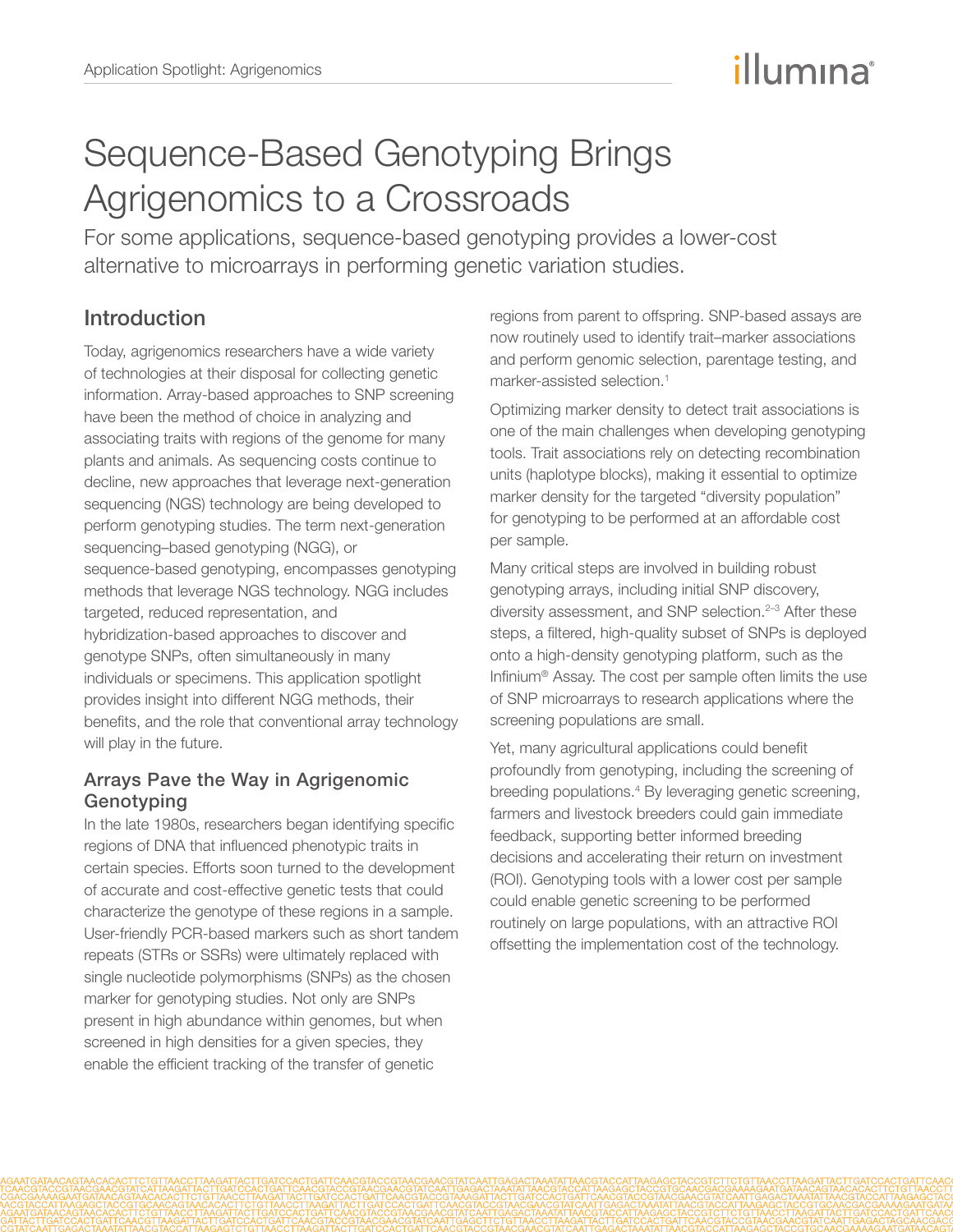# Sequence-Based Genotyping Brings Agrigenomics to a Crossroads

For some applications, sequence-based genotyping provides a lower-cost alternative to microarrays in performing genetic variation studies.

## Introduction

Today, agrigenomics researchers have a wide variety of technologies at their disposal for collecting genetic information. Array-based approaches to SNP screening have been the method of choice in analyzing and associating traits with regions of the genome for many plants and animals. As sequencing costs continue to decline, new approaches that leverage next-generation sequencing (NGS) technology are being developed to perform genotyping studies. The term next-generation sequencing–based genotyping (NGG), or sequence-based genotyping, encompasses genotyping methods that leverage NGS technology. NGG includes targeted, reduced representation, and hybridization-based approaches to discover and genotype SNPs, often simultaneously in many individuals or specimens. This application spotlight provides insight into different NGG methods, their benefits, and the role that conventional array technology will play in the future.

### Arrays Pave the Way in Agrigenomic Genotyping

In the late 1980s, researchers began identifying specific regions of DNA that influenced phenotypic traits in certain species. Efforts soon turned to the development of accurate and cost-effective genetic tests that could characterize the genotype of these regions in a sample. User-friendly PCR-based markers such as short tandem repeats (STRs or SSRs) were ultimately replaced with single nucleotide polymorphisms (SNPs) as the chosen marker for genotyping studies. Not only are SNPs present in high abundance within genomes, but when screened in high densities for a given species, they enable the efficient tracking of the transfer of genetic regions from parent to offspring. SNP-based assays are now routinely used to identify trait–marker associations and perform genomic selection, parentage testing, and marker-assisted selection.[1]

Optimizing marker density to detect trait associations is one of the main challenges when developing genotyping tools. Trait associations rely on detecting recombination units (haplotype blocks), making it essential to optimize marker density for the targeted "diversity population" for genotyping to be performed at an affordable cost per sample.

Many critical steps are involved in building robust genotyping arrays, including initial SNP discovery, diversity assessment, and SNP selection.[2–3] After these steps, a filtered, high-quality subset of SNPs is deployed onto a high-density genotyping platform, such as the Infinium® Assay. The cost per sample often limits the use of SNP microarrays to research applications where the screening populations are small.

Yet, many agricultural applications could benefit profoundly from genotyping, including the screening of breeding populations.[4] By leveraging genetic screening, farmers and livestock breeders could gain immediate feedback, supporting better informed breeding decisions and accelerating their return on investment (ROI). Genotyping tools with a lower cost per sample could enable genetic screening to be performed routinely on large populations, with an attractive ROI offsetting the implementation cost of the technology.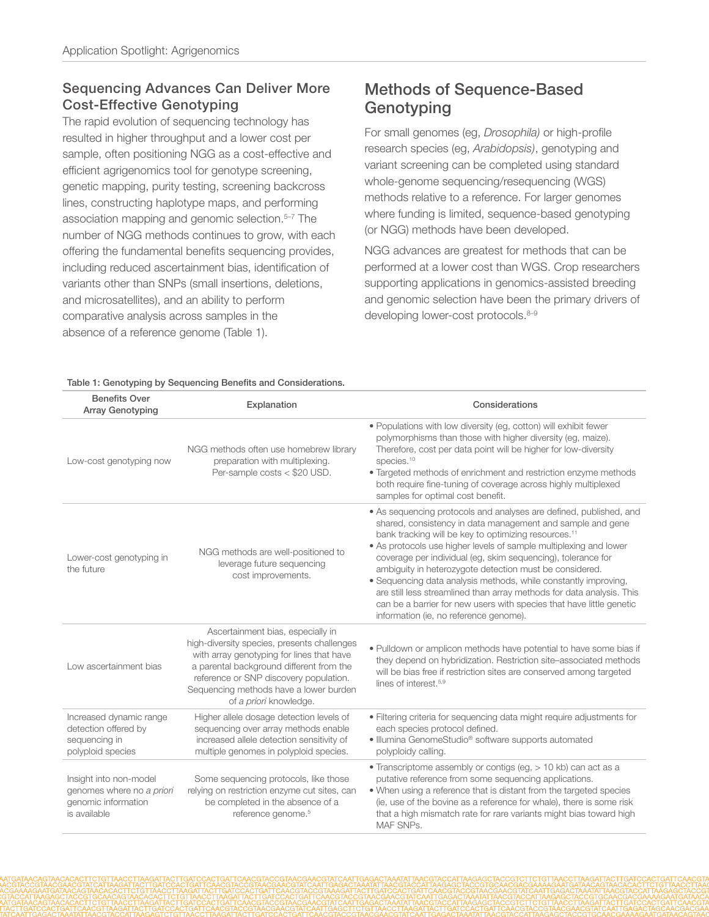## Sequencing Advances Can Deliver More Cost-Effective Genotyping

The rapid evolution of sequencing technology has resulted in higher throughput and a lower cost per sample, often positioning NGG as a cost-effective and efficient agrigenomics tool for genotype screening, genetic mapping, purity testing, screening backcross lines, constructing haplotype maps, and performing association mapping and genomic selection.[5–7] The number of NGG methods continues to grow, with each offering the fundamental benefits sequencing provides, including reduced ascertainment bias, identification of variants other than SNPs (small insertions, deletions, and microsatellites), and an ability to perform comparative analysis across samples in the absence of a reference genome (Table 1).

# Methods of Sequence-Based Genotyping

For small genomes (eg, *Drosophila)* or high-profile research species (eg, *Arabidopsis*), genotyping and variant screening can be completed using standard whole-genome sequencing/resequencing (WGS) methods relative to a reference. For larger genomes where funding is limited, sequence-based genotyping (or NGG) methods have been developed.

NGG advances are greatest for methods that can be performed at a lower cost than WGS. Crop researchers supporting applications in genomics-assisted breeding and genomic selection have been the primary drivers of developing lower-cost protocols.[8–9]

**Table 1: Genotyping by Sequencing Benefits and Considerations.**

| Benefits Over Array Genotyping | Explanation | Considerations |
|---|---|---|
| Low-cost genotyping now | NGG methods often use homebrew library preparation with multiplexing. Per-sample costs < $20 USD. | • Populations with low diversity (eg, cotton) will exhibit fewer polymorphisms than those with higher diversity (eg, maize). Therefore, cost per data point will be higher for low-diversity species.[10] <br> • Targeted methods of enrichment and restriction enzyme methods both require fine-tuning of coverage across highly multiplexed samples for optimal cost benefit. |
| Lower-cost genotyping in the future | NGG methods are well-positioned to leverage future sequencing cost improvements. | • As sequencing protocols and analyses are defined, published, and shared, consistency in data management and sample and gene bank tracking will be key to optimizing resources.[11] <br> • As protocols use higher levels of sample multiplexing and lower coverage per individual (eg, skim sequencing), tolerance for ambiguity in heterozygote detection must be considered. <br> • Sequencing data analysis methods, while constantly improving, are still less streamlined than array methods for data analysis. This can be a barrier for new users with species that have little genetic information (ie, no reference genome). |
| Low ascertainment bias | Ascertainment bias, especially in high-diversity species, presents challenges with array genotyping for lines that have a parental background different from the reference or SNP discovery population. Sequencing methods have a lower burden of *a priori* knowledge. | • Pulldown or amplicon methods have potential to have some bias if they depend on hybridization. Restriction site–associated methods will be bias free if restriction sites are conserved among targeted lines of interest.[5,9] |
| Increased dynamic range detection offered by sequencing in polyploid species | Higher allele dosage detection levels of sequencing over array methods enable increased allele detection sensitivity of multiple genomes in polyploid species. | • Filtering criteria for sequencing data might require adjustments for each species protocol defined. <br> • Illumina GenomeStudio® software supports automated polyploidy calling. |
| Insight into non-model genomes where no *a priori* genomic information is available | Some sequencing protocols, like those relying on restriction enzyme cut sites, can be completed in the absence of a reference genome.[5] | • Transcriptome assembly or contigs (eg, > 10 kb) can act as a putative reference from some sequencing applications. <br> • When using a reference that is distant from the targeted species (ie, use of the bovine as a reference for whale), there is some risk that a high mismatch rate for rare variants might bias toward high MAF SNPs. |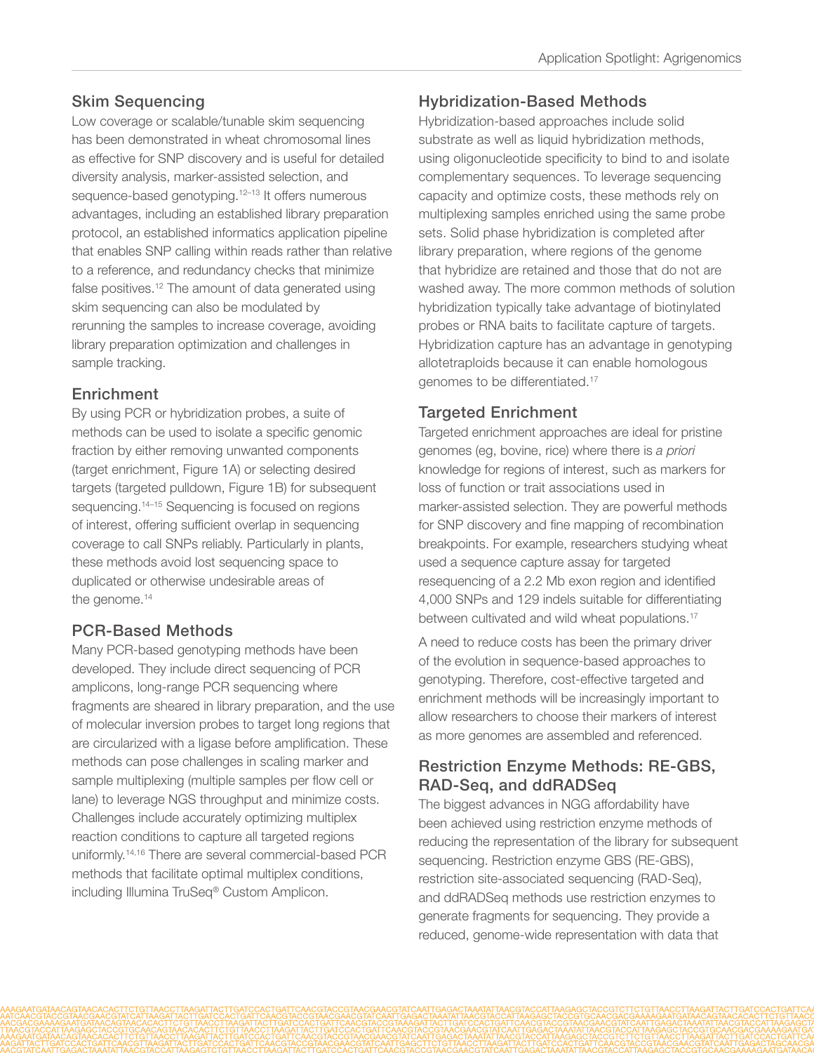## Skim Sequencing

Low coverage or scalable/tunable skim sequencing has been demonstrated in wheat chromosomal lines as effective for SNP discovery and is useful for detailed diversity analysis, marker-assisted selection, and sequence-based genotyping.[12–13] It offers numerous advantages, including an established library preparation protocol, an established informatics application pipeline that enables SNP calling within reads rather than relative to a reference, and redundancy checks that minimize false positives.[12] The amount of data generated using skim sequencing can also be modulated by rerunning the samples to increase coverage, avoiding library preparation optimization and challenges in sample tracking.

## Enrichment

By using PCR or hybridization probes, a suite of methods can be used to isolate a specific genomic fraction by either removing unwanted components (target enrichment, Figure 1A) or selecting desired targets (targeted pulldown, Figure 1B) for subsequent sequencing.[14–15] Sequencing is focused on regions of interest, offering sufficient overlap in sequencing coverage to call SNPs reliably. Particularly in plants, these methods avoid lost sequencing space to duplicated or otherwise undesirable areas of the genome.[14]

## PCR-Based Methods

Many PCR-based genotyping methods have been developed. They include direct sequencing of PCR amplicons, long-range PCR sequencing where fragments are sheared in library preparation, and the use of molecular inversion probes to target long regions that are circularized with a ligase before amplification. These methods can pose challenges in scaling marker and sample multiplexing (multiple samples per flow cell or lane) to leverage NGS throughput and minimize costs. Challenges include accurately optimizing multiplex reaction conditions to capture all targeted regions uniformly.[14,16] There are several commercial-based PCR methods that facilitate optimal multiplex conditions, including Illumina TruSeq® Custom Amplicon.

## Hybridization-Based Methods

Hybridization-based approaches include solid substrate as well as liquid hybridization methods, using oligonucleotide specificity to bind to and isolate complementary sequences. To leverage sequencing capacity and optimize costs, these methods rely on multiplexing samples enriched using the same probe sets. Solid phase hybridization is completed after library preparation, where regions of the genome that hybridize are retained and those that do not are washed away. The more common methods of solution hybridization typically take advantage of biotinylated probes or RNA baits to facilitate capture of targets. Hybridization capture has an advantage in genotyping allotetraploids because it can enable homologous genomes to be differentiated.[17]

## Targeted Enrichment

Targeted enrichment approaches are ideal for pristine genomes (eg, bovine, rice) where there is *a priori* knowledge for regions of interest, such as markers for loss of function or trait associations used in marker-assisted selection. They are powerful methods for SNP discovery and fine mapping of recombination breakpoints. For example, researchers studying wheat used a sequence capture assay for targeted resequencing of a 2.2 Mb exon region and identified 4,000 SNPs and 129 indels suitable for differentiating between cultivated and wild wheat populations.[17]

A need to reduce costs has been the primary driver of the evolution in sequence-based approaches to genotyping. Therefore, cost-effective targeted and enrichment methods will be increasingly important to allow researchers to choose their markers of interest as more genomes are assembled and referenced.

## Restriction Enzyme Methods: RE-GBS, RAD-Seq, and ddRADSeq

The biggest advances in NGG affordability have been achieved using restriction enzyme methods of reducing the representation of the library for subsequent sequencing. Restriction enzyme GBS (RE-GBS), restriction site-associated sequencing (RAD-Seq), and ddRADSeq methods use restriction enzymes to generate fragments for sequencing. They provide a reduced, genome-wide representation with data that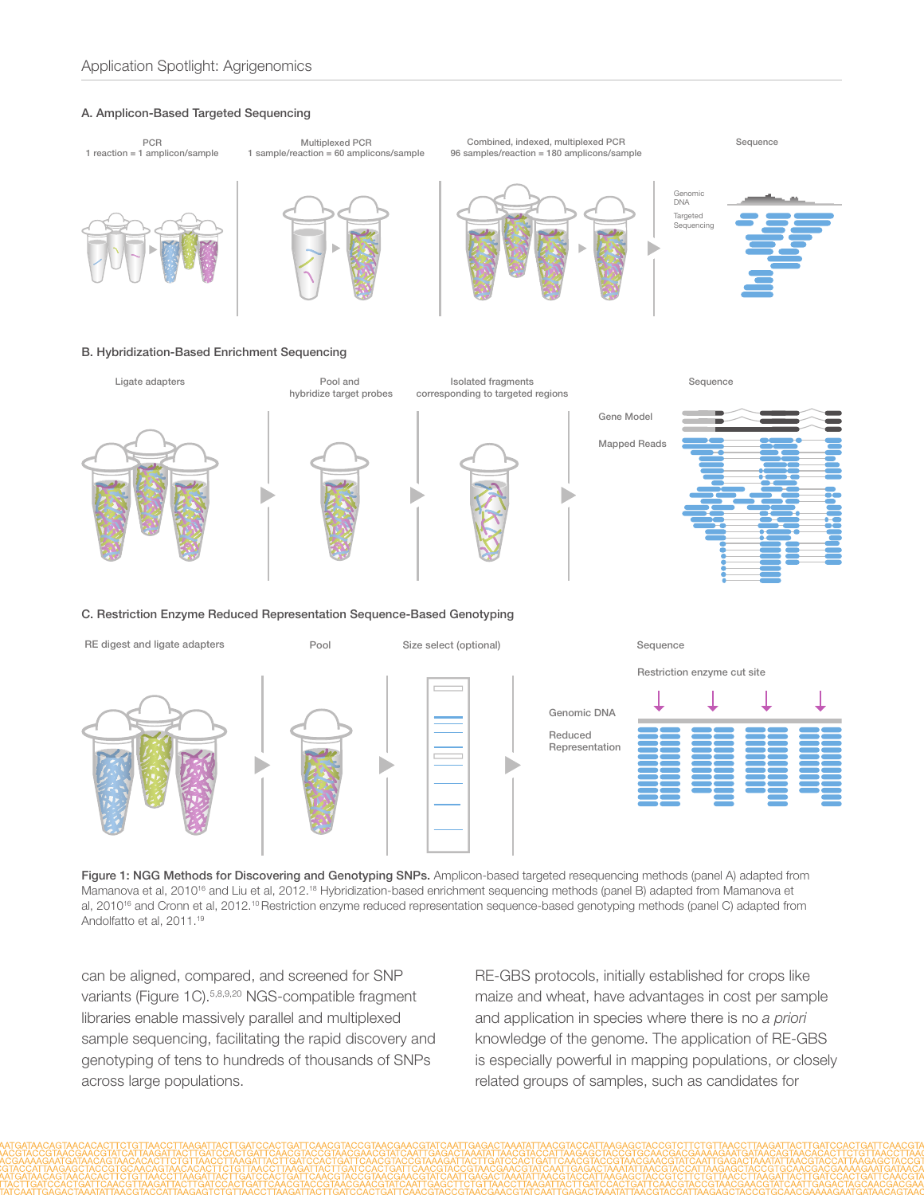A. Amplicon-Based Targeted Sequencing

PCR
1 reaction = 1 amplicon/sample

Multiplexed PCR
1 sample/reaction = 60 amplicons/sample

Combined, indexed, multiplexed PCR
96 samples/reaction = 180 amplicons/sample

Sequence

Genomic DNA

Targeted Sequencing

B. Hybridization-Based Enrichment Sequencing

Ligate adapters

Pool and hybridize target probes

Isolated fragments corresponding to targeted regions

Sequence

Gene Model

Mapped Reads

C. Restriction Enzyme Reduced Representation Sequence-Based Genotyping

RE digest and ligate adapters

Pool

Size select (optional)

Sequence

Restriction enzyme cut site

Genomic DNA

Reduced Representation

**Figure 1: NGG Methods for Discovering and Genotyping SNPs.** Amplicon-based targeted resequencing methods (panel A) adapted from Mamanova et al, 2010[16] and Liu et al, 2012.[18] Hybridization-based enrichment sequencing methods (panel B) adapted from Mamanova et al, 2010[16] and Cronn et al, 2012.[10] Restriction enzyme reduced representation sequence-based genotyping methods (panel C) adapted from Andolfatto et al, 2011.[19]

can be aligned, compared, and screened for SNP variants (Figure 1C).[5,8,9,20] NGS-compatible fragment libraries enable massively parallel and multiplexed sample sequencing, facilitating the rapid discovery and genotyping of tens to hundreds of thousands of SNPs across large populations.

RE-GBS protocols, initially established for crops like maize and wheat, have advantages in cost per sample and application in species where there is no *a priori* knowledge of the genome. The application of RE-GBS is especially powerful in mapping populations, or closely related groups of samples, such as candidates for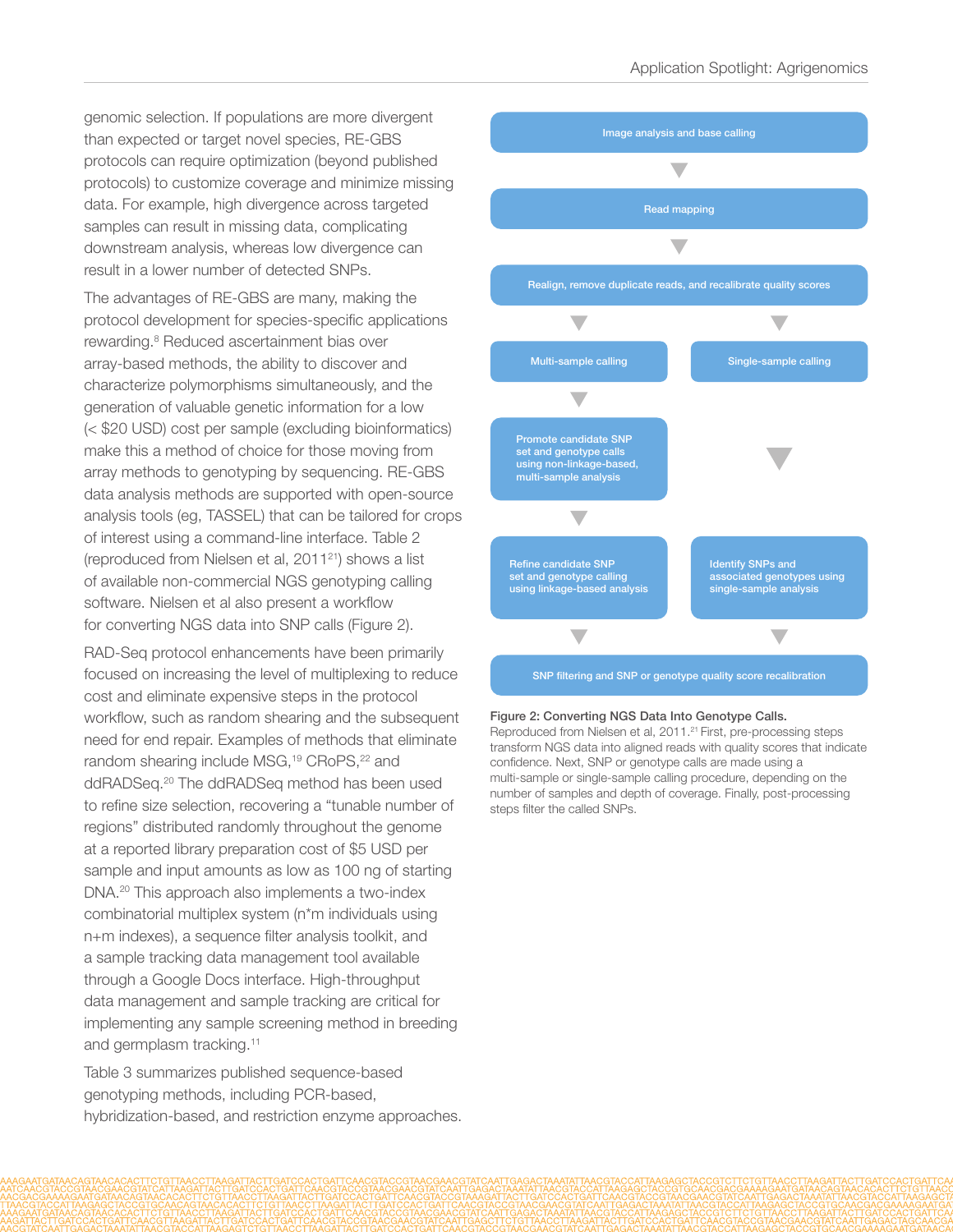genomic selection. If populations are more divergent than expected or target novel species, RE-GBS protocols can require optimization (beyond published protocols) to customize coverage and minimize missing data. For example, high divergence across targeted samples can result in missing data, complicating downstream analysis, whereas low divergence can result in a lower number of detected SNPs.

The advantages of RE-GBS are many, making the protocol development for species-specific applications rewarding.[8] Reduced ascertainment bias over array-based methods, the ability to discover and characterize polymorphisms simultaneously, and the generation of valuable genetic information for a low (< $20 USD) cost per sample (excluding bioinformatics) make this a method of choice for those moving from array methods to genotyping by sequencing. RE-GBS data analysis methods are supported with open-source analysis tools (eg, TASSEL) that can be tailored for crops of interest using a command-line interface. Table 2 (reproduced from Nielsen et al, 2011[21]) shows a list of available non-commercial NGS genotyping calling software. Nielsen et al also present a workflow for converting NGS data into SNP calls (Figure 2).

RAD-Seq protocol enhancements have been primarily focused on increasing the level of multiplexing to reduce cost and eliminate expensive steps in the protocol workflow, such as random shearing and the subsequent need for end repair. Examples of methods that eliminate random shearing include MSG,[19] CRoPS,[22] and ddRADSeq.[20] The ddRADSeq method has been used to refine size selection, recovering a "tunable number of regions" distributed randomly throughout the genome at a reported library preparation cost of $5 USD per sample and input amounts as low as 100 ng of starting DNA.[20] This approach also implements a two-index combinatorial multiplex system (n*m individuals using n+m indexes), a sequence filter analysis toolkit, and a sample tracking data management tool available through a Google Docs interface. High-throughput data management and sample tracking are critical for implementing any sample screening method in breeding and germplasm tracking.[11]

Table 3 summarizes published sequence-based genotyping methods, including PCR-based, hybridization-based, and restriction enzyme approaches.

Image analysis and base calling

Read mapping

Realign, remove duplicate reads, and recalibrate quality scores

Multi-sample calling | Single-sample calling

Promote candidate SNP set and genotype calls using non-linkage-based, multi-sample analysis

Refine candidate SNP set and genotype calling using linkage-based analysis | Identify SNPs and associated genotypes using single-sample analysis

SNP filtering and SNP or genotype quality score recalibration

**Figure 2: Converting NGS Data Into Genotype Calls.**
Reproduced from Nielsen et al, 2011.[21] First, pre-processing steps transform NGS data into aligned reads with quality scores that indicate confidence. Next, SNP or genotype calls are made using a multi-sample or single-sample calling procedure, depending on the number of samples and depth of coverage. Finally, post-processing steps filter the called SNPs.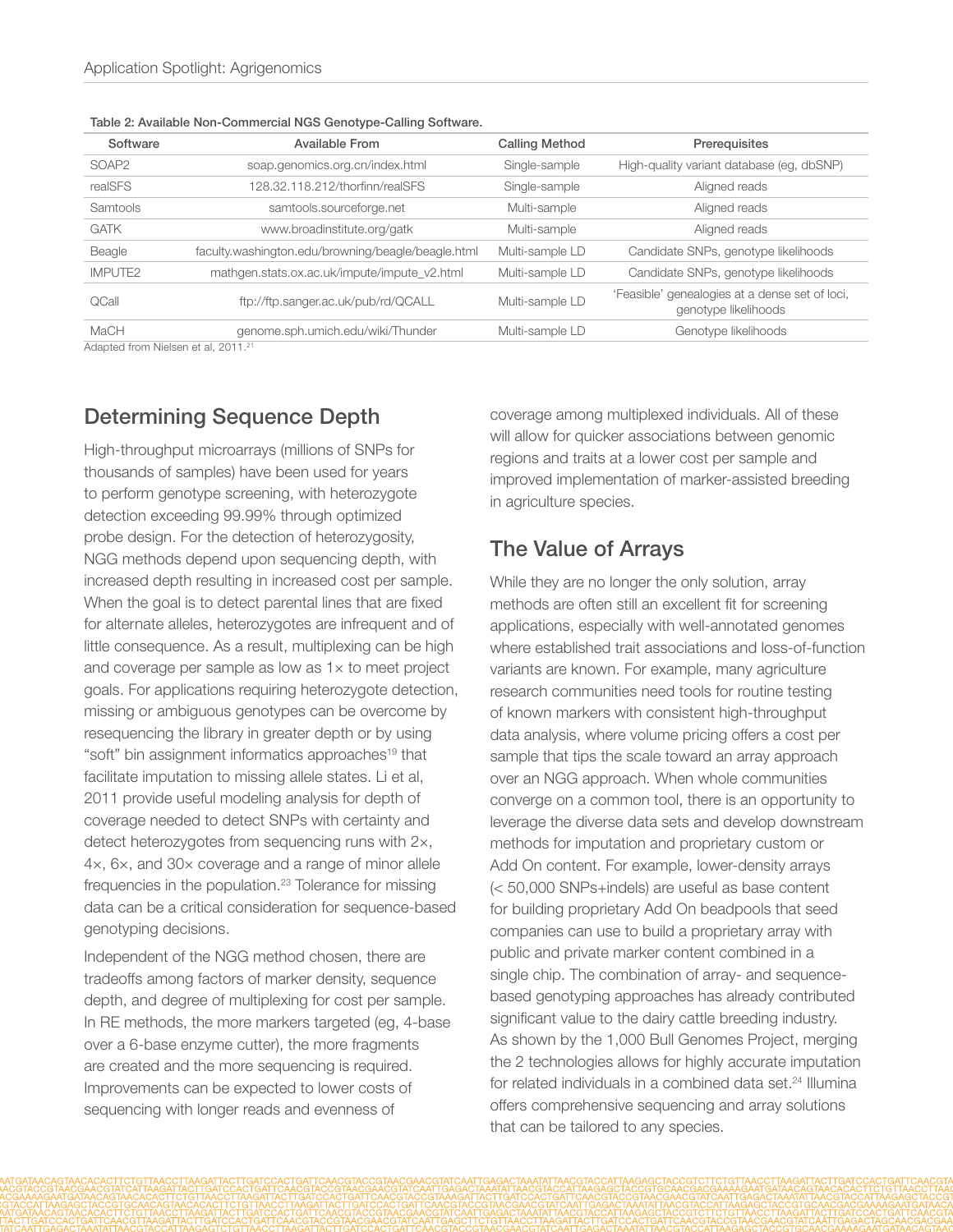**Table 2: Available Non-Commercial NGS Genotype-Calling Software.**

| Software | Available From | Calling Method | Prerequisites |
|---|---|---|---|
| SOAP2 | soap.genomics.org.cn/index.html | Single-sample | High-quality variant database (eg, dbSNP) |
| realSFS | 128.32.118.212/thorfinn/realSFS | Single-sample | Aligned reads |
| Samtools | samtools.sourceforge.net | Multi-sample | Aligned reads |
| GATK | www.broadinstitute.org/gatk | Multi-sample | Aligned reads |
| Beagle | faculty.washington.edu/browning/beagle/beagle.html | Multi-sample LD | Candidate SNPs, genotype likelihoods |
| IMPUTE2 | mathgen.stats.ox.ac.uk/impute/impute_v2.html | Multi-sample LD | Candidate SNPs, genotype likelihoods |
| QCall | ftp://ftp.sanger.ac.uk/pub/rd/QCALL | Multi-sample LD | 'Feasible' genealogies at a dense set of loci, genotype likelihoods |
| MaCH | genome.sph.umich.edu/wiki/Thunder | Multi-sample LD | Genotype likelihoods |

Adapted from Nielsen et al, 2011.[21]

## Determining Sequence Depth

High-throughput microarrays (millions of SNPs for thousands of samples) have been used for years to perform genotype screening, with heterozygote detection exceeding 99.99% through optimized probe design. For the detection of heterozygosity, NGG methods depend upon sequencing depth, with increased depth resulting in increased cost per sample. When the goal is to detect parental lines that are fixed for alternate alleles, heterozygotes are infrequent and of little consequence. As a result, multiplexing can be high and coverage per sample as low as 1× to meet project goals. For applications requiring heterozygote detection, missing or ambiguous genotypes can be overcome by resequencing the library in greater depth or by using "soft" bin assignment informatics approaches[19] that facilitate imputation to missing allele states. Li et al, 2011 provide useful modeling analysis for depth of coverage needed to detect SNPs with certainty and detect heterozygotes from sequencing runs with 2×, 4×, 6×, and 30× coverage and a range of minor allele frequencies in the population.[23] Tolerance for missing data can be a critical consideration for sequence-based genotyping decisions.

Independent of the NGG method chosen, there are tradeoffs among factors of marker density, sequence depth, and degree of multiplexing for cost per sample. In RE methods, the more markers targeted (eg, 4-base over a 6-base enzyme cutter), the more fragments are created and the more sequencing is required. Improvements can be expected to lower costs of sequencing with longer reads and evenness of coverage among multiplexed individuals. All of these will allow for quicker associations between genomic regions and traits at a lower cost per sample and improved implementation of marker-assisted breeding in agriculture species.

## The Value of Arrays

While they are no longer the only solution, array methods are often still an excellent fit for screening applications, especially with well-annotated genomes where established trait associations and loss-of-function variants are known. For example, many agriculture research communities need tools for routine testing of known markers with consistent high-throughput data analysis, where volume pricing offers a cost per sample that tips the scale toward an array approach over an NGG approach. When whole communities converge on a common tool, there is an opportunity to leverage the diverse data sets and develop downstream methods for imputation and proprietary custom or Add On content. For example, lower-density arrays (< 50,000 SNPs+indels) are useful as base content for building proprietary Add On beadpools that seed companies can use to build a proprietary array with public and private marker content combined in a single chip. The combination of array- and sequence-based genotyping approaches has already contributed significant value to the dairy cattle breeding industry. As shown by the 1,000 Bull Genomes Project, merging the 2 technologies allows for highly accurate imputation for related individuals in a combined data set.[24] Illumina offers comprehensive sequencing and array solutions that can be tailored to any species.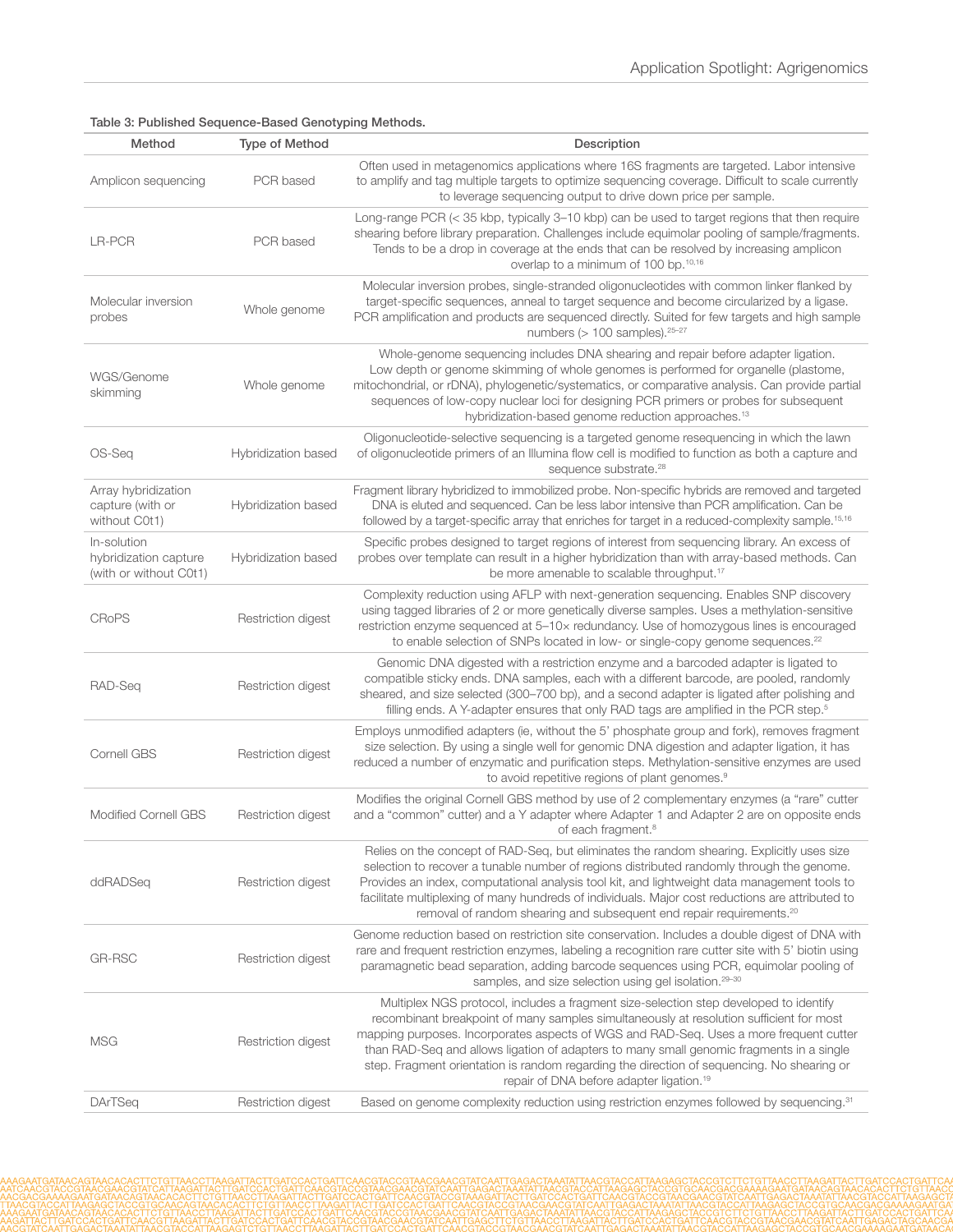**Table 3: Published Sequence-Based Genotyping Methods.**

| Method | Type of Method | Description |
| --- | --- | --- |
| Amplicon sequencing | PCR based | Often used in metagenomics applications where 16S fragments are targeted. Labor intensive to amplify and tag multiple targets to optimize sequencing coverage. Difficult to scale currently to leverage sequencing output to drive down price per sample. |
| LR-PCR | PCR based | Long-range PCR (< 35 kbp, typically 3–10 kbp) can be used to target regions that then require shearing before library preparation. Challenges include equimolar pooling of sample/fragments. Tends to be a drop in coverage at the ends that can be resolved by increasing amplicon overlap to a minimum of 100 bp.[10,16] |
| Molecular inversion probes | Whole genome | Molecular inversion probes, single-stranded oligonucleotides with common linker flanked by target-specific sequences, anneal to target sequence and become circularized by a ligase. PCR amplification and products are sequenced directly. Suited for few targets and high sample numbers (> 100 samples).[25–27] |
| WGS/Genome skimming | Whole genome | Whole-genome sequencing includes DNA shearing and repair before adapter ligation. Low depth or genome skimming of whole genomes is performed for organelle (plastome, mitochondrial, or rDNA), phylogenetic/systematics, or comparative analysis. Can provide partial sequences of low-copy nuclear loci for designing PCR primers or probes for subsequent hybridization-based genome reduction approaches.[13] |
| OS-Seq | Hybridization based | Oligonucleotide-selective sequencing is a targeted genome resequencing in which the lawn of oligonucleotide primers of an Illumina flow cell is modified to function as both a capture and sequence substrate.[28] |
| Array hybridization capture (with or without C0t1) | Hybridization based | Fragment library hybridized to immobilized probe. Non-specific hybrids are removed and targeted DNA is eluted and sequenced. Can be less labor intensive than PCR amplification. Can be followed by a target-specific array that enriches for target in a reduced-complexity sample.[15,16] |
| In-solution hybridization capture (with or without C0t1) | Hybridization based | Specific probes designed to target regions of interest from sequencing library. An excess of probes over template can result in a higher hybridization than with array-based methods. Can be more amenable to scalable throughput.[17] |
| CRoPS | Restriction digest | Complexity reduction using AFLP with next-generation sequencing. Enables SNP discovery using tagged libraries of 2 or more genetically diverse samples. Uses a methylation-sensitive restriction enzyme sequenced at 5–10× redundancy. Use of homozygous lines is encouraged to enable selection of SNPs located in low- or single-copy genome sequences.[22] |
| RAD-Seq | Restriction digest | Genomic DNA digested with a restriction enzyme and a barcoded adapter is ligated to compatible sticky ends. DNA samples, each with a different barcode, are pooled, randomly sheared, and size selected (300–700 bp), and a second adapter is ligated after polishing and filling ends. A Y-adapter ensures that only RAD tags are amplified in the PCR step.[5] |
| Cornell GBS | Restriction digest | Employs unmodified adapters (ie, without the 5' phosphate group and fork), removes fragment size selection. By using a single well for genomic DNA digestion and adapter ligation, it has reduced a number of enzymatic and purification steps. Methylation-sensitive enzymes are used to avoid repetitive regions of plant genomes.[9] |
| Modified Cornell GBS | Restriction digest | Modifies the original Cornell GBS method by use of 2 complementary enzymes (a "rare" cutter and a "common" cutter) and a Y adapter where Adapter 1 and Adapter 2 are on opposite ends of each fragment.[8] |
| ddRADSeq | Restriction digest | Relies on the concept of RAD-Seq, but eliminates the random shearing. Explicitly uses size selection to recover a tunable number of regions distributed randomly through the genome. Provides an index, computational analysis tool kit, and lightweight data management tools to facilitate multiplexing of many hundreds of individuals. Major cost reductions are attributed to removal of random shearing and subsequent end repair requirements.[20] |
| GR-RSC | Restriction digest | Genome reduction based on restriction site conservation. Includes a double digest of DNA with rare and frequent restriction enzymes, labeling a recognition rare cutter site with 5' biotin using paramagnetic bead separation, adding barcode sequences using PCR, equimolar pooling of samples, and size selection using gel isolation.[29–30] |
| MSG | Restriction digest | Multiplex NGS protocol, includes a fragment size-selection step developed to identify recombinant breakpoint of many samples simultaneously at resolution sufficient for most mapping purposes. Incorporates aspects of WGS and RAD-Seq. Uses a more frequent cutter than RAD-Seq and allows ligation of adapters to many small genomic fragments in a single step. Fragment orientation is random regarding the direction of sequencing. No shearing or repair of DNA before adapter ligation.[19] |
| DArTSeq | Restriction digest | Based on genome complexity reduction using restriction enzymes followed by sequencing.[31] |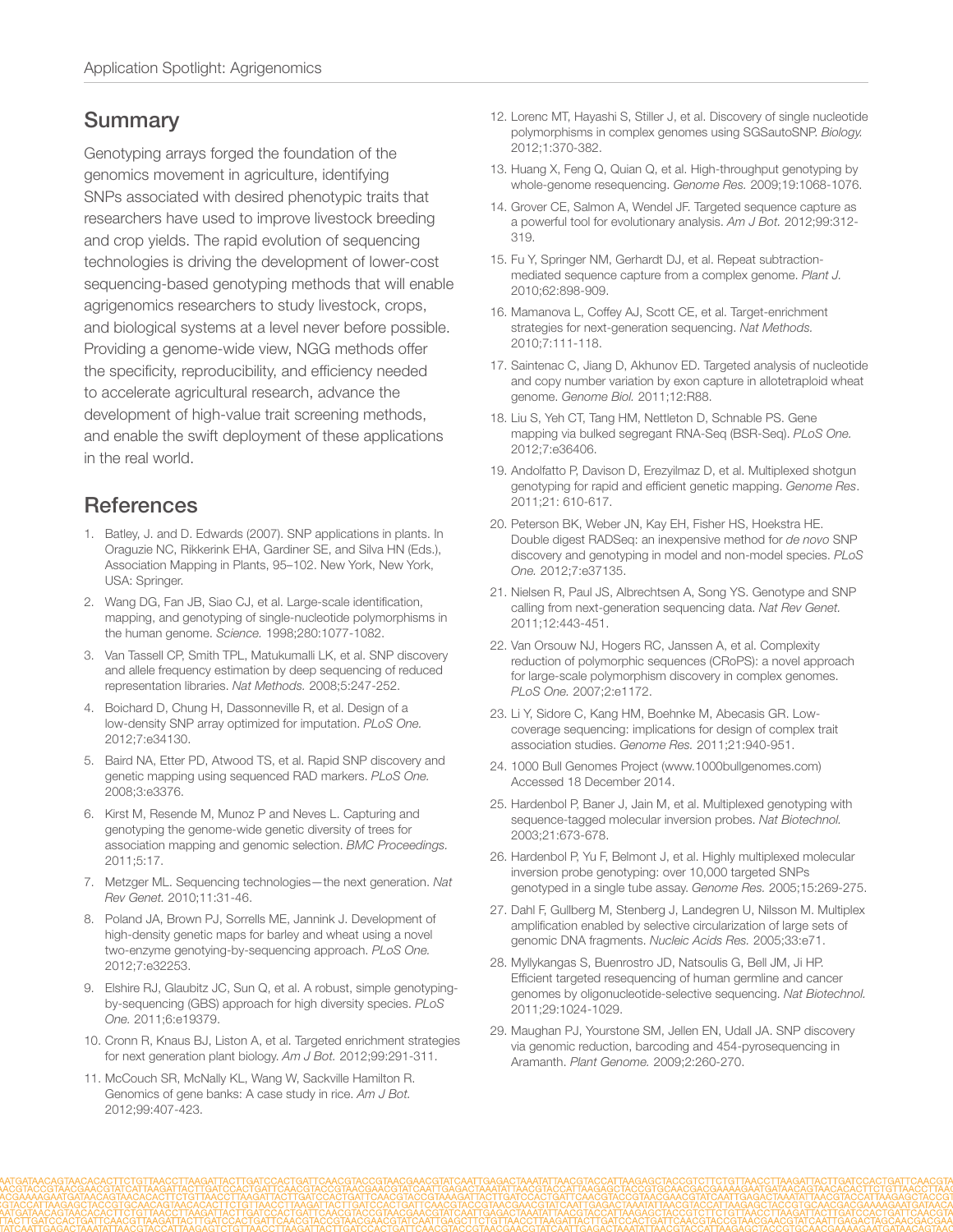## Summary

Genotyping arrays forged the foundation of the genomics movement in agriculture, identifying SNPs associated with desired phenotypic traits that researchers have used to improve livestock breeding and crop yields. The rapid evolution of sequencing technologies is driving the development of lower-cost sequencing-based genotyping methods that will enable agrigenomics researchers to study livestock, crops, and biological systems at a level never before possible. Providing a genome-wide view, NGG methods offer the specificity, reproducibility, and efficiency needed to accelerate agricultural research, advance the development of high-value trait screening methods, and enable the swift deployment of these applications in the real world.

## References

1. Batley, J. and D. Edwards (2007). SNP applications in plants. In Oraguzie NC, Rikkerink EHA, Gardiner SE, and Silva HN (Eds.), Association Mapping in Plants, 95–102. New York, New York, USA: Springer.
2. Wang DG, Fan JB, Siao CJ, et al. Large-scale identification, mapping, and genotyping of single-nucleotide polymorphisms in the human genome. *Science.* 1998;280:1077-1082.
3. Van Tassell CP, Smith TPL, Matukumalli LK, et al. SNP discovery and allele frequency estimation by deep sequencing of reduced representation libraries. *Nat Methods.* 2008;5:247-252.
4. Boichard D, Chung H, Dassonneville R, et al. Design of a low-density SNP array optimized for imputation. *PLoS One.* 2012;7:e34130.
5. Baird NA, Etter PD, Atwood TS, et al. Rapid SNP discovery and genetic mapping using sequenced RAD markers. *PLoS One.* 2008;3:e3376.
6. Kirst M, Resende M, Munoz P and Neves L. Capturing and genotyping the genome-wide genetic diversity of trees for association mapping and genomic selection. *BMC Proceedings.* 2011;5:17.
7. Metzger ML. Sequencing technologies—the next generation. *Nat Rev Genet.* 2010;11:31-46.
8. Poland JA, Brown PJ, Sorrells ME, Jannink J. Development of high-density genetic maps for barley and wheat using a novel two-enzyme genotyping-by-sequencing approach. *PLoS One.* 2012;7:e32253.
9. Elshire RJ, Glaubitz JC, Sun Q, et al. A robust, simple genotyping-by-sequencing (GBS) approach for high diversity species. *PLoS One.* 2011;6:e19379.
10. Cronn R, Knaus BJ, Liston A, et al. Targeted enrichment strategies for next generation plant biology. *Am J Bot.* 2012;99:291-311.
11. McCouch SR, McNally KL, Wang W, Sackville Hamilton R. Genomics of gene banks: A case study in rice. *Am J Bot.* 2012;99:407-423.
12. Lorenc MT, Hayashi S, Stiller J, et al. Discovery of single nucleotide polymorphisms in complex genomes using SGSautoSNP. *Biology.* 2012;1:370-382.
13. Huang X, Feng Q, Quian Q, et al. High-throughput genotyping by whole-genome resequencing. *Genome Res.* 2009;19:1068-1076.
14. Grover CE, Salmon A, Wendel JF. Targeted sequence capture as a powerful tool for evolutionary analysis. *Am J Bot.* 2012;99:312-319.
15. Fu Y, Springer NM, Gerhardt DJ, et al. Repeat subtraction-mediated sequence capture from a complex genome. *Plant J.* 2010;62:898-909.
16. Mamanova L, Coffey AJ, Scott CE, et al. Target-enrichment strategies for next-generation sequencing. *Nat Methods.* 2010;7:111-118.
17. Saintenac C, Jiang D, Akhunov ED. Targeted analysis of nucleotide and copy number variation by exon capture in allotetraploid wheat genome. *Genome Biol.* 2011;12:R88.
18. Liu S, Yeh CT, Tang HM, Nettleton D, Schnable PS. Gene mapping via bulked segregant RNA-Seq (BSR-Seq). *PLoS One.* 2012;7:e36406.
19. Andolfatto P, Davison D, Erezyilmaz D, et al. Multiplexed shotgun genotyping for rapid and efficient genetic mapping. *Genome Res.* 2011;21: 610-617.
20. Peterson BK, Weber JN, Kay EH, Fisher HS, Hoekstra HE. Double digest RADSeq: an inexpensive method for *de novo* SNP discovery and genotyping in model and non-model species. *PLoS One.* 2012;7:e37135.
21. Nielsen R, Paul JS, Albrechtsen A, Song YS. Genotype and SNP calling from next-generation sequencing data. *Nat Rev Genet.* 2011;12:443-451.
22. Van Orsouw NJ, Hogers RC, Janssen A, et al. Complexity reduction of polymorphic sequences (CRoPS): a novel approach for large-scale polymorphism discovery in complex genomes. *PLoS One.* 2007;2:e1172.
23. Li Y, Sidore C, Kang HM, Boehnke M, Abecasis GR. Low-coverage sequencing: implications for design of complex trait association studies. *Genome Res.* 2011;21:940-951.
24. 1000 Bull Genomes Project (www.1000bullgenomes.com) Accessed 18 December 2014.
25. Hardenbol P, Baner J, Jain M, et al. Multiplexed genotyping with sequence-tagged molecular inversion probes. *Nat Biotechnol.* 2003;21:673-678.
26. Hardenbol P, Yu F, Belmont J, et al. Highly multiplexed molecular inversion probe genotyping: over 10,000 targeted SNPs genotyped in a single tube assay. *Genome Res.* 2005;15:269-275.
27. Dahl F, Gullberg M, Stenberg J, Landegren U, Nilsson M. Multiplex amplification enabled by selective circularization of large sets of genomic DNA fragments. *Nucleic Acids Res.* 2005;33:e71.
28. Myllykangas S, Buenrostro JD, Natsoulis G, Bell JM, Ji HP. Efficient targeted resequencing of human germline and cancer genomes by oligonucleotide-selective sequencing. *Nat Biotechnol.* 2011;29:1024-1029.
29. Maughan PJ, Yourstone SM, Jellen EN, Udall JA. SNP discovery via genomic reduction, barcoding and 454-pyrosequencing in Aramanth. *Plant Genome.* 2009;2:260-270.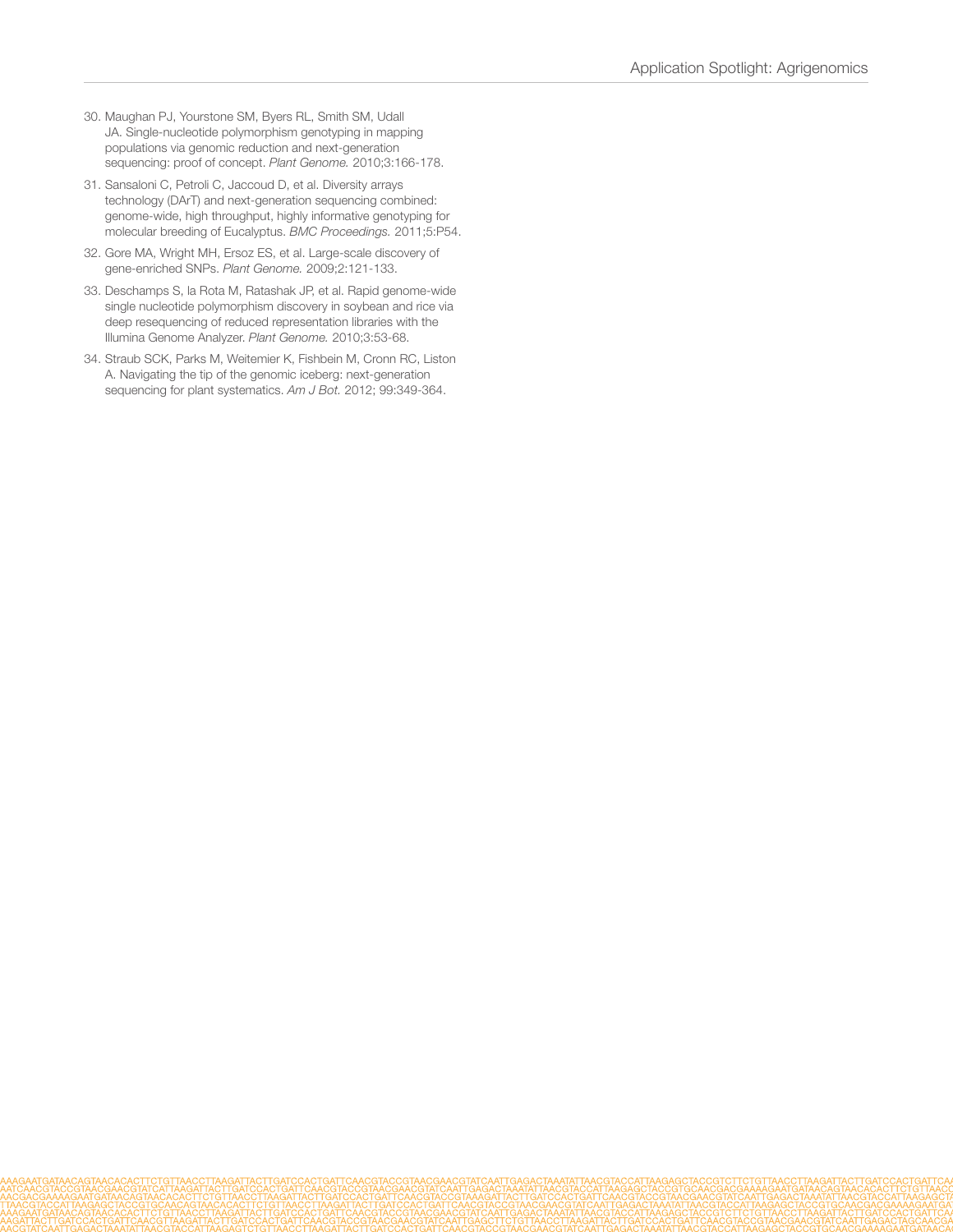30. Maughan PJ, Yourstone SM, Byers RL, Smith SM, Udall JA. Single-nucleotide polymorphism genotyping in mapping populations via genomic reduction and next-generation sequencing: proof of concept. *Plant Genome.* 2010;3:166-178.

31. Sansaloni C, Petroli C, Jaccoud D, et al. Diversity arrays technology (DArT) and next-generation sequencing combined: genome-wide, high throughput, highly informative genotyping for molecular breeding of Eucalyptus. *BMC Proceedings.* 2011;5:P54.

32. Gore MA, Wright MH, Ersoz ES, et al. Large-scale discovery of gene-enriched SNPs. *Plant Genome.* 2009;2:121-133.

33. Deschamps S, la Rota M, Ratashak JP, et al. Rapid genome-wide single nucleotide polymorphism discovery in soybean and rice via deep resequencing of reduced representation libraries with the Illumina Genome Analyzer. *Plant Genome.* 2010;3:53-68.

34. Straub SCK, Parks M, Weitemier K, Fishbein M, Cronn RC, Liston A. Navigating the tip of the genomic iceberg: next-generation sequencing for plant systematics. *Am J Bot.* 2012; 99:349-364.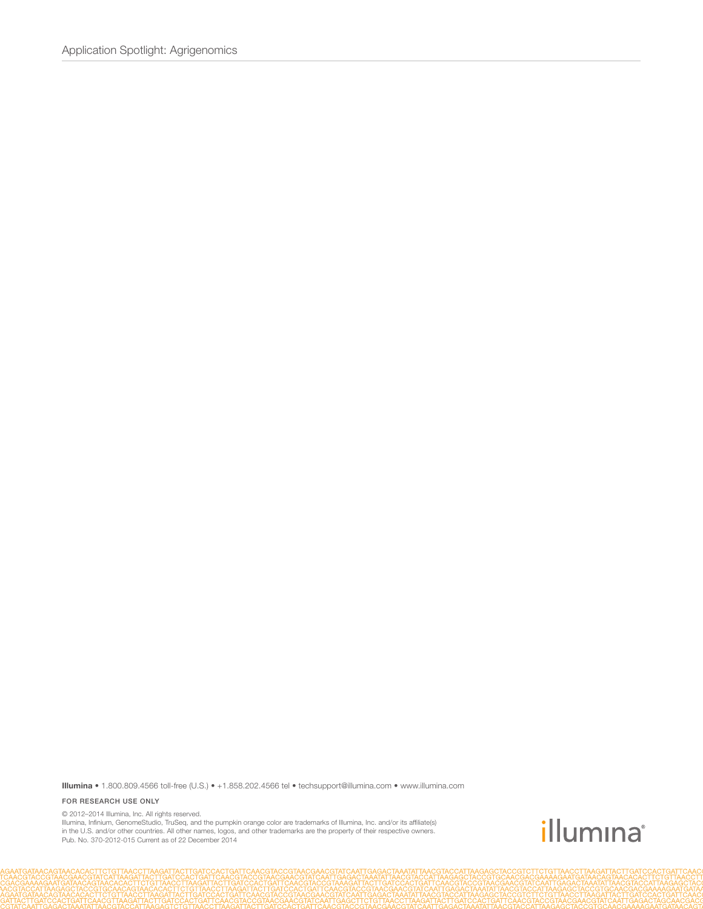**Illumina** • 1.800.809.4566 toll-free (U.S.) • +1.858.202.4566 tel • techsupport@illumina.com • www.illumina.com

FOR RESEARCH USE ONLY

© 2012–2014 Illumina, Inc. All rights reserved.
Illumina, Infinium, GenomeStudio, TruSeq, and the pumpkin orange color are trademarks of Illumina, Inc. and/or its affiliate(s) in the U.S. and/or other countries. All other names, logos, and other trademarks are the property of their respective owners.
Pub. No. 370-2012-015 Current as of 22 December 2014